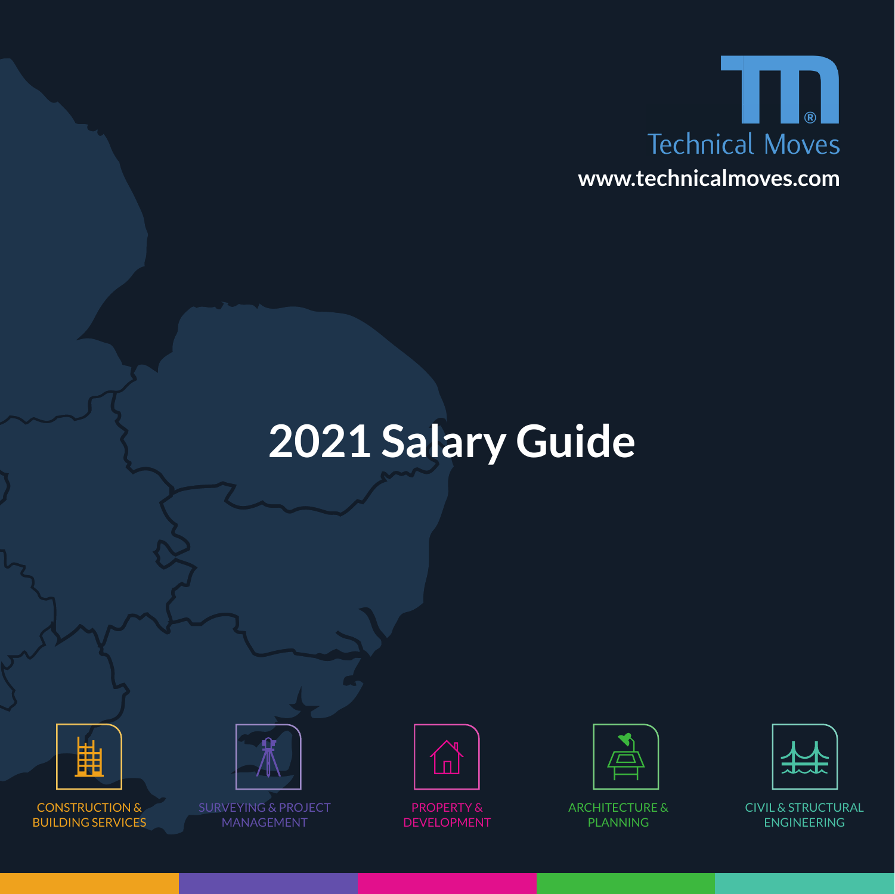Technical Moves

www.technicalmoves.com

# 2021 Salary Guide

CONSTRUCTION & BUILDING SERVICES

SURVEYING & PROJECT MANAGEMENT

PROPERTY & DEVELOPMENT

ARCHITECTURE & PLANNING

CIVIL & STRUCTURAL ENGINEERING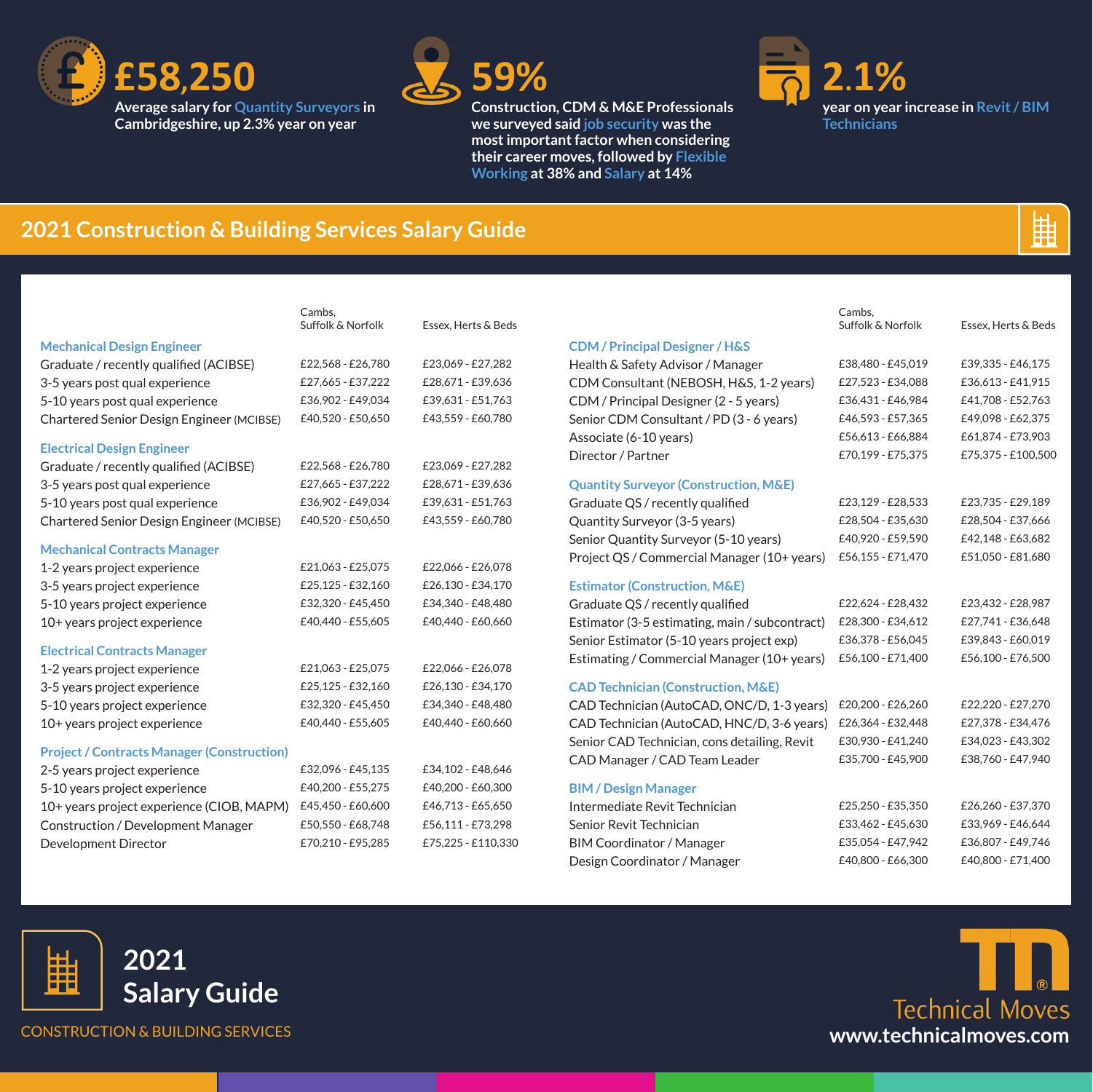**£58,250**
Average salary for Quantity Surveyors in Cambridgeshire, up 2.3% year on year

**59%**
Construction, CDM & M&E Professionals we surveyed said job security was the most important factor when considering their career moves, followed by Flexible Working at 38% and Salary at 14%

**2.1%**
year on year increase in Revit / BIM Technicians

## 2021 Construction & Building Services Salary Guide

| | Cambs, Suffolk & Norfolk | Essex, Herts & Beds |
|---|---|---|
| **Mechanical Design Engineer** | | |
| Graduate / recently qualified (ACIBSE) | £22,568 - £26,780 | £23,069 - £27,282 |
| 3-5 years post qual experience | £27,665 - £37,222 | £28,671 - £39,636 |
| 5-10 years post qual experience | £36,902 - £49,034 | £39,631 - £51,763 |
| Chartered Senior Design Engineer (MCIBSE) | £40,520 - £50,650 | £43,559 - £60,780 |
| **Electrical Design Engineer** | | |
| Graduate / recently qualified (ACIBSE) | £22,568 - £26,780 | £23,069 - £27,282 |
| 3-5 years post qual experience | £27,665 - £37,222 | £28,671 - £39,636 |
| 5-10 years post qual experience | £36,902 - £49,034 | £39,631 - £51,763 |
| Chartered Senior Design Engineer (MCIBSE) | £40,520 - £50,650 | £43,559 - £60,780 |
| **Mechanical Contracts Manager** | | |
| 1-2 years project experience | £21,063 - £25,075 | £22,066 - £26,078 |
| 3-5 years project experience | £25,125 - £32,160 | £26,130 - £34,170 |
| 5-10 years project experience | £32,320 - £45,450 | £34,340 - £48,480 |
| 10+ years project experience | £40,440 - £55,605 | £40,440 - £60,660 |
| **Electrical Contracts Manager** | | |
| 1-2 years project experience | £21,063 - £25,075 | £22,066 - £26,078 |
| 3-5 years project experience | £25,125 - £32,160 | £26,130 - £34,170 |
| 5-10 years project experience | £32,320 - £45,450 | £34,340 - £48,480 |
| 10+ years project experience | £40,440 - £55,605 | £40,440 - £60,660 |
| **Project / Contracts Manager (Construction)** | | |
| 2-5 years project experience | £32,096 - £45,135 | £34,102 - £48,646 |
| 5-10 years project experience | £40,200 - £55,275 | £40,200 - £60,300 |
| 10+ years project experience (CIOB, MAPM) | £45,450 - £60,600 | £46,713 - £65,650 |
| Construction / Development Manager | £50,550 - £68,748 | £56,111 - £73,298 |
| Development Director | £70,210 - £95,285 | £75,225 - £110,330 |

| | Cambs, Suffolk & Norfolk | Essex, Herts & Beds |
|---|---|---|
| **CDM / Principal Designer / H&S** | | |
| Health & Safety Advisor / Manager | £38,480 - £45,019 | £39,335 - £46,175 |
| CDM Consultant (NEBOSH, H&S, 1-2 years) | £27,523 - £34,088 | £36,613 - £41,915 |
| CDM / Principal Designer (2 - 5 years) | £36,431 - £46,984 | £41,708 - £52,763 |
| Senior CDM Consultant / PD (3 - 6 years) | £46,593 - £57,365 | £49,098 - £62,375 |
| Associate (6-10 years) | £56,613 - £66,884 | £61,874 - £73,903 |
| Director / Partner | £70,199 - £75,375 | £75,375 - £100,500 |
| **Quantity Surveyor (Construction, M&E)** | | |
| Graduate QS / recently qualified | £23,129 - £28,533 | £23,735 - £29,189 |
| Quantity Surveyor (3-5 years) | £28,504 - £35,630 | £28,504 - £37,666 |
| Senior Quantity Surveyor (5-10 years) | £40,920 - £59,590 | £42,148 - £63,682 |
| Project QS / Commercial Manager (10+ years) | £56,155 - £71,470 | £51,050 - £81,680 |
| **Estimator (Construction, M&E)** | | |
| Graduate QS / recently qualified | £22,624 - £28,432 | £23,432 - £28,987 |
| Estimator (3-5 estimating, main / subcontract) | £28,300 - £34,612 | £27,741 - £36,648 |
| Senior Estimator (5-10 years project exp) | £36,378 - £56,045 | £39,843 - £60,019 |
| Estimating / Commercial Manager (10+ years) | £56,100 - £71,400 | £56,100 - £76,500 |
| **CAD Technician (Construction, M&E)** | | |
| CAD Technician (AutoCAD, ONC/D, 1-3 years) | £20,200 - £26,260 | £22,220 - £27,270 |
| CAD Technician (AutoCAD, HNC/D, 3-6 years) | £26,364 - £32,448 | £27,378 - £34,476 |
| Senior CAD Technician, cons detailing, Revit | £30,930 - £41,240 | £34,023 - £43,302 |
| CAD Manager / CAD Team Leader | £35,700 - £45,900 | £38,760 - £47,940 |
| **BIM / Design Manager** | | |
| Intermediate Revit Technician | £25,250 - £35,350 | £26,260 - £37,370 |
| Senior Revit Technician | £33,462 - £45,630 | £33,969 - £46,644 |
| BIM Coordinator / Manager | £35,054 - £47,942 | £36,807 - £49,746 |
| Design Coordinator / Manager | £40,800 - £66,300 | £40,800 - £71,400 |

## 2021 Salary Guide

CONSTRUCTION & BUILDING SERVICES

Technical Moves
www.technicalmoves.com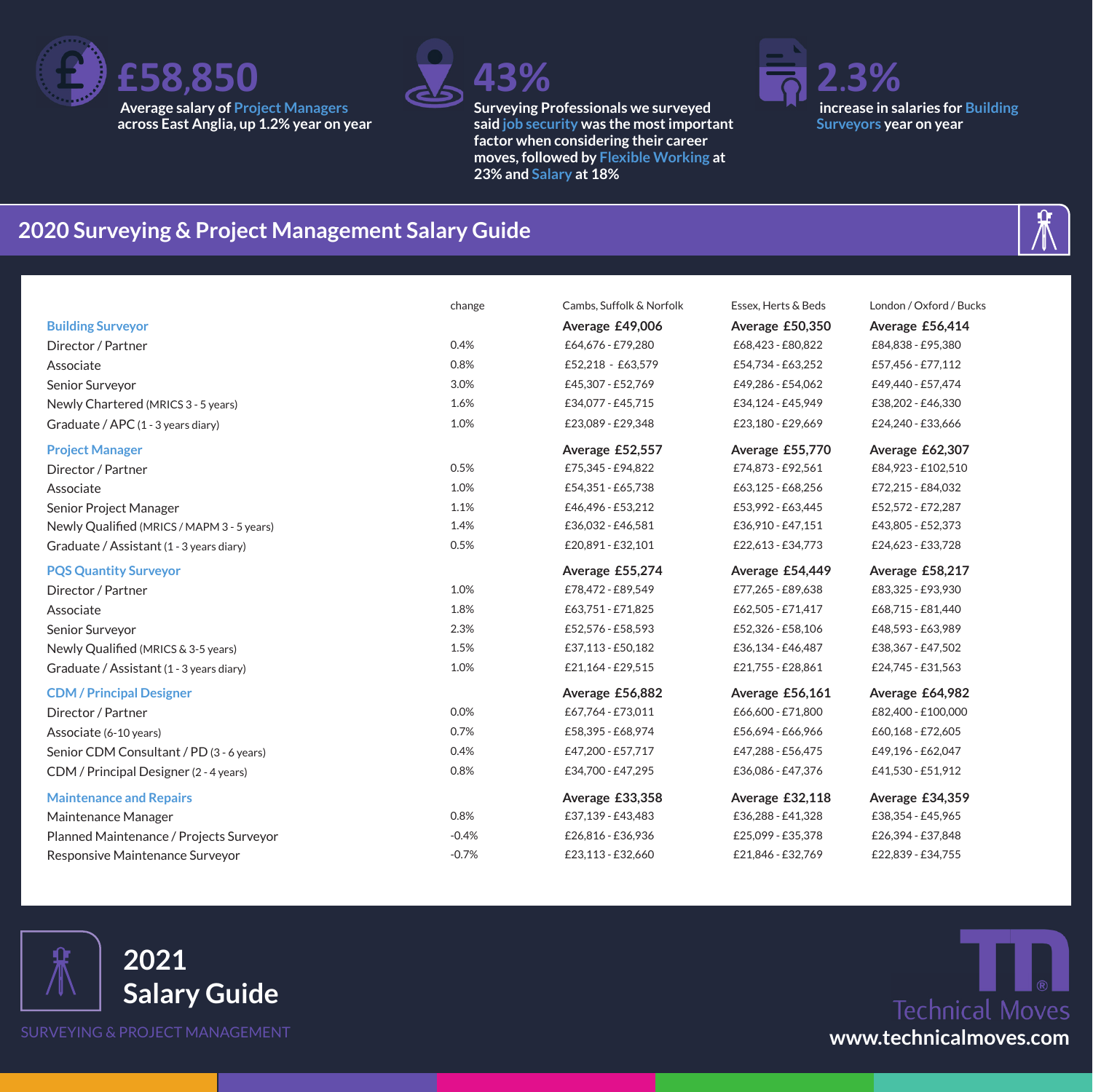**£58,850**
Average salary of Project Managers across East Anglia, up 1.2% year on year

**43%**
Surveying Professionals we surveyed said job security was the most important factor when considering their career moves, followed by Flexible Working at 23% and Salary at 18%

**2.3%**
increase in salaries for Building Surveyors year on year

## 2020 Surveying & Project Management Salary Guide

| | change | Cambs, Suffolk & Norfolk | Essex, Herts & Beds | London / Oxford / Bucks |
|---|---|---|---|---|
| **Building Surveyor** | | Average £49,006 | Average £50,350 | Average £56,414 |
| Director / Partner | 0.4% | £64,676 - £79,280 | £68,423 - £80,822 | £84,838 - £95,380 |
| Associate | 0.8% | £52,218 - £63,579 | £54,734 - £63,252 | £57,456 - £77,112 |
| Senior Surveyor | 3.0% | £45,307 - £52,769 | £49,286 - £54,062 | £49,440 - £57,474 |
| Newly Chartered (MRICS 3 - 5 years) | 1.6% | £34,077 - £45,715 | £34,124 - £45,949 | £38,202 - £46,330 |
| Graduate / APC (1 - 3 years diary) | 1.0% | £23,089 - £29,348 | £23,180 - £29,669 | £24,240 - £33,666 |
| **Project Manager** | | Average £52,557 | Average £55,770 | Average £62,307 |
| Director / Partner | 0.5% | £75,345 - £94,822 | £74,873 - £92,561 | £84,923 - £102,510 |
| Associate | 1.0% | £54,351 - £65,738 | £63,125 - £68,256 | £72,215 - £84,032 |
| Senior Project Manager | 1.1% | £46,496 - £53,212 | £53,992 - £63,445 | £52,572 - £72,287 |
| Newly Qualified (MRICS / MAPM 3 - 5 years) | 1.4% | £36,032 - £46,581 | £36,910 - £47,151 | £43,805 - £52,373 |
| Graduate / Assistant (1 - 3 years diary) | 0.5% | £20,891 - £32,101 | £22,613 - £34,773 | £24,623 - £33,728 |
| **PQS Quantity Surveyor** | | Average £55,274 | Average £54,449 | Average £58,217 |
| Director / Partner | 1.0% | £78,472 - £89,549 | £77,265 - £89,638 | £83,325 - £93,930 |
| Associate | 1.8% | £63,751 - £71,825 | £62,505 - £71,417 | £68,715 - £81,440 |
| Senior Surveyor | 2.3% | £52,576 - £58,593 | £52,326 - £58,106 | £48,593 - £63,989 |
| Newly Qualified (MRICS & 3-5 years) | 1.5% | £37,113 - £50,182 | £36,134 - £46,487 | £38,367 - £47,502 |
| Graduate / Assistant (1 - 3 years diary) | 1.0% | £21,164 - £29,515 | £21,755 - £28,861 | £24,745 - £31,563 |
| **CDM / Principal Designer** | | Average £56,882 | Average £56,161 | Average £64,982 |
| Director / Partner | 0.0% | £67,764 - £73,011 | £66,600 - £71,800 | £82,400 - £100,000 |
| Associate (6-10 years) | 0.7% | £58,395 - £68,974 | £56,694 - £66,966 | £60,168 - £72,605 |
| Senior CDM Consultant / PD (3 - 6 years) | 0.4% | £47,200 - £57,717 | £47,288 - £56,475 | £49,196 - £62,047 |
| CDM / Principal Designer (2 - 4 years) | 0.8% | £34,700 - £47,295 | £36,086 - £47,376 | £41,530 - £51,912 |
| **Maintenance and Repairs** | | Average £33,358 | Average £32,118 | Average £34,359 |
| Maintenance Manager | 0.8% | £37,139 - £43,483 | £36,288 - £41,328 | £38,354 - £45,965 |
| Planned Maintenance / Projects Surveyor | -0.4% | £26,816 - £36,936 | £25,099 - £35,378 | £26,394 - £37,848 |
| Responsive Maintenance Surveyor | -0.7% | £23,113 - £32,660 | £21,846 - £32,769 | £22,839 - £34,755 |

**2021 Salary Guide**

SURVEYING & PROJECT MANAGEMENT

Technical Moves
www.technicalmoves.com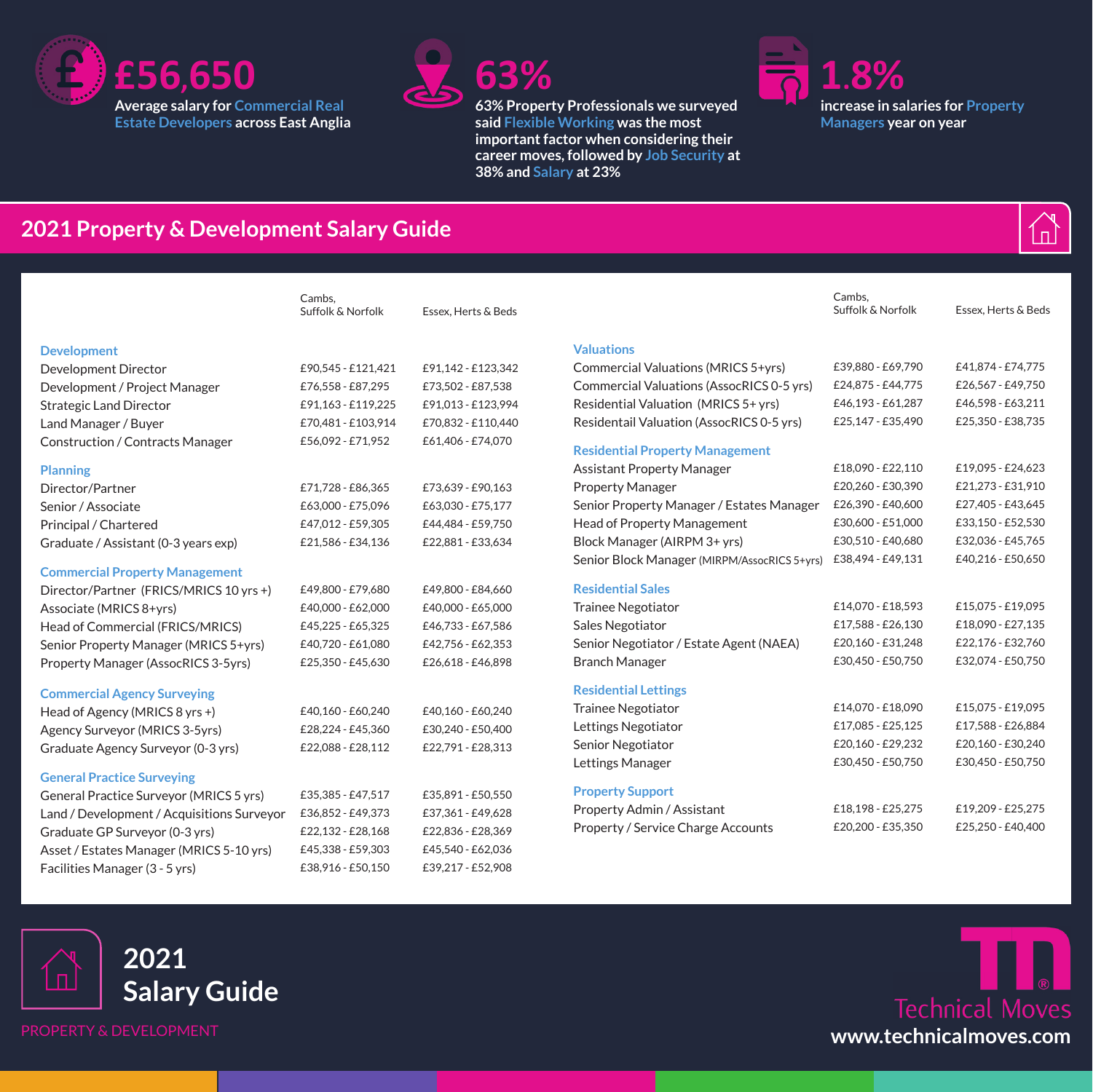**£56,650**
Average salary for Commercial Real Estate Developers across East Anglia

**63%**
63% Property Professionals we surveyed said Flexible Working was the most important factor when considering their career moves, followed by Job Security at 38% and Salary at 23%

**1.8%**
increase in salaries for Property Managers year on year

## 2021 Property & Development Salary Guide

| | Cambs, Suffolk & Norfolk | Essex, Herts & Beds |
|---|---|---|
| **Development** | | |
| Development Director | £90,545 - £121,421 | £91,142 - £123,342 |
| Development / Project Manager | £76,558 - £87,295 | £73,502 - £87,538 |
| Strategic Land Director | £91,163 - £119,225 | £91,013 - £123,994 |
| Land Manager / Buyer | £70,481 - £103,914 | £70,832 - £110,440 |
| Construction / Contracts Manager | £56,092 - £71,952 | £61,406 - £74,070 |
| **Planning** | | |
| Director/Partner | £71,728 - £86,365 | £73,639 - £90,163 |
| Senior / Associate | £63,000 - £75,096 | £63,030 - £75,177 |
| Principal / Chartered | £47,012 - £59,305 | £44,484 - £59,750 |
| Graduate / Assistant (0-3 years exp) | £21,586 - £34,136 | £22,881 - £33,634 |
| **Commercial Property Management** | | |
| Director/Partner (FRICS/MRICS 10 yrs +) | £49,800 - £79,680 | £49,800 - £84,660 |
| Associate (MRICS 8+yrs) | £40,000 - £62,000 | £40,000 - £65,000 |
| Head of Commercial (FRICS/MRICS) | £45,225 - £65,325 | £46,733 - £67,586 |
| Senior Property Manager (MRICS 5+yrs) | £40,720 - £61,080 | £42,756 - £62,353 |
| Property Manager (AssocRICS 3-5yrs) | £25,350 - £45,630 | £26,618 - £46,898 |
| **Commercial Agency Surveying** | | |
| Head of Agency (MRICS 8 yrs +) | £40,160 - £60,240 | £40,160 - £60,240 |
| Agency Surveyor (MRICS 3-5yrs) | £28,224 - £45,360 | £30,240 - £50,400 |
| Graduate Agency Surveyor (0-3 yrs) | £22,088 - £28,112 | £22,791 - £28,313 |
| **General Practice Surveying** | | |
| General Practice Surveyor (MRICS 5 yrs) | £35,385 - £47,517 | £35,891 - £50,550 |
| Land / Development / Acquisitions Surveyor | £36,852 - £49,373 | £37,361 - £49,628 |
| Graduate GP Surveyor (0-3 yrs) | £22,132 - £28,168 | £22,836 - £28,369 |
| Asset / Estates Manager (MRICS 5-10 yrs) | £45,338 - £59,303 | £45,540 - £62,036 |
| Facilities Manager (3 - 5 yrs) | £38,916 - £50,150 | £39,217 - £52,908 |

| | Cambs, Suffolk & Norfolk | Essex, Herts & Beds |
|---|---|---|
| **Valuations** | | |
| Commercial Valuations (MRICS 5+yrs) | £39,880 - £69,790 | £41,874 - £74,775 |
| Commercial Valuations (AssocRICS 0-5 yrs) | £24,875 - £44,775 | £26,567 - £49,750 |
| Residential Valuation (MRICS 5+ yrs) | £46,193 - £61,287 | £46,598 - £63,211 |
| Residentail Valuation (AssocRICS 0-5 yrs) | £25,147 - £35,490 | £25,350 - £38,735 |
| **Residential Property Management** | | |
| Assistant Property Manager | £18,090 - £22,110 | £19,095 - £24,623 |
| Property Manager | £20,260 - £30,390 | £21,273 - £31,910 |
| Senior Property Manager / Estates Manager | £26,390 - £40,600 | £27,405 - £43,645 |
| Head of Property Management | £30,600 - £51,000 | £33,150 - £52,530 |
| Block Manager (AIRPM 3+ yrs) | £30,510 - £40,680 | £32,036 - £45,765 |
| Senior Block Manager (MIRPM/AssocRICS 5+yrs) | £38,494 - £49,131 | £40,216 - £50,650 |
| **Residential Sales** | | |
| Trainee Negotiator | £14,070 - £18,593 | £15,075 - £19,095 |
| Sales Negotiator | £17,588 - £26,130 | £18,090 - £27,135 |
| Senior Negotiator / Estate Agent (NAEA) | £20,160 - £31,248 | £22,176 - £32,760 |
| Branch Manager | £30,450 - £50,750 | £32,074 - £50,750 |
| **Residential Lettings** | | |
| Trainee Negotiator | £14,070 - £18,090 | £15,075 - £19,095 |
| Lettings Negotiator | £17,085 - £25,125 | £17,588 - £26,884 |
| Senior Negotiator | £20,160 - £29,232 | £20,160 - £30,240 |
| Lettings Manager | £30,450 - £50,750 | £30,450 - £50,750 |
| **Property Support** | | |
| Property Admin / Assistant | £18,198 - £25,275 | £19,209 - £25,275 |
| Property / Service Charge Accounts | £20,200 - £35,350 | £25,250 - £40,400 |

**2021 Salary Guide**

PROPERTY & DEVELOPMENT

Technical Moves
www.technicalmoves.com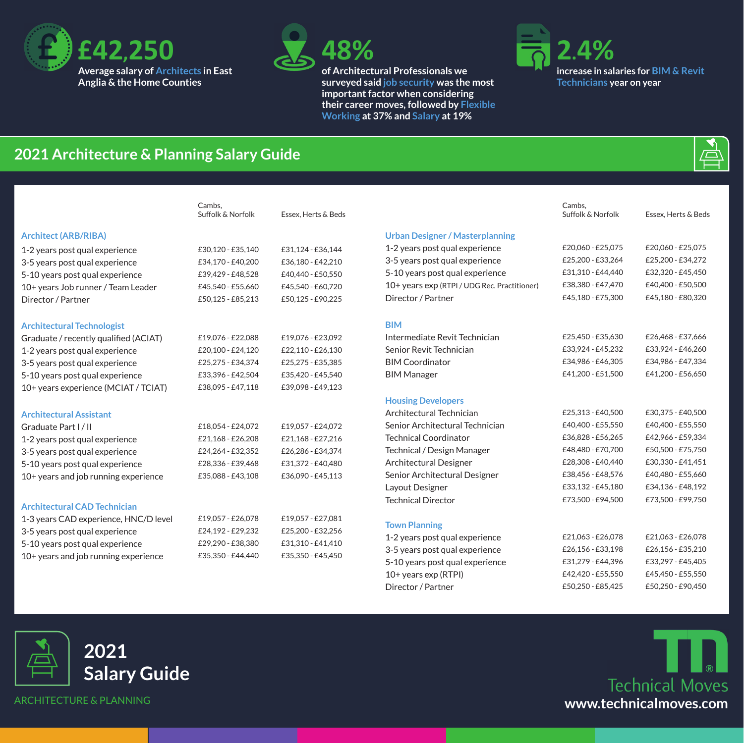**£42,250**

Average salary of Architects in East Anglia & the Home Counties

**48%**

of Architectural Professionals we surveyed said job security was the most important factor when considering their career moves, followed by Flexible Working at 37% and Salary at 19%

**2.4%**

increase in salaries for BIM & Revit Technicians year on year

## 2021 Architecture & Planning Salary Guide

| | Cambs, Suffolk & Norfolk | Essex, Herts & Beds |
|---|---|---|
| **Architect (ARB/RIBA)** | | |
| 1-2 years post qual experience | £30,120 - £35,140 | £31,124 - £36,144 |
| 3-5 years post qual experience | £34,170 - £40,200 | £36,180 - £42,210 |
| 5-10 years post qual experience | £39,429 - £48,528 | £40,440 - £50,550 |
| 10+ years Job runner / Team Leader | £45,540 - £55,660 | £45,540 - £60,720 |
| Director / Partner | £50,125 - £85,213 | £50,125 - £90,225 |
| **Architectural Technologist** | | |
| Graduate / recently qualified (ACIAT) | £19,076 - £22,088 | £19,076 - £23,092 |
| 1-2 years post qual experience | £20,100 - £24,120 | £22,110 - £26,130 |
| 3-5 years post qual experience | £25,275 - £34,374 | £25,275 - £35,385 |
| 5-10 years post qual experience | £33,396 - £42,504 | £35,420 - £45,540 |
| 10+ years experience (MCIAT / TCIAT) | £38,095 - £47,118 | £39,098 - £49,123 |
| **Architectural Assistant** | | |
| Graduate Part I / II | £18,054 - £24,072 | £19,057 - £24,072 |
| 1-2 years post qual experience | £21,168 - £26,208 | £21,168 - £27,216 |
| 3-5 years post qual experience | £24,264 - £32,352 | £26,286 - £34,374 |
| 5-10 years post qual experience | £28,336 - £39,468 | £31,372 - £40,480 |
| 10+ years and job running experience | £35,088 - £43,108 | £36,090 - £45,113 |
| **Architectural CAD Technician** | | |
| 1-3 years CAD experience, HNC/D level | £19,057 - £26,078 | £19,057 - £27,081 |
| 3-5 years post qual experience | £24,192 - £29,232 | £25,200 - £32,256 |
| 5-10 years post qual experience | £29,290 - £38,380 | £31,310 - £41,410 |
| 10+ years and job running experience | £35,350 - £44,440 | £35,350 - £45,450 |

| | Cambs, Suffolk & Norfolk | Essex, Herts & Beds |
|---|---|---|
| **Urban Designer / Masterplanning** | | |
| 1-2 years post qual experience | £20,060 - £25,075 | £20,060 - £25,075 |
| 3-5 years post qual experience | £25,200 - £33,264 | £25,200 - £34,272 |
| 5-10 years post qual experience | £31,310 - £44,440 | £32,320 - £45,450 |
| 10+ years exp (RTPI / UDG Rec. Practitioner) | £38,380 - £47,470 | £40,400 - £50,500 |
| Director / Partner | £45,180 - £75,300 | £45,180 - £80,320 |
| **BIM** | | |
| Intermediate Revit Technician | £25,450 - £35,630 | £26,468 - £37,666 |
| Senior Revit Technician | £33,924 - £45,232 | £33,924 - £46,260 |
| BIM Coordinator | £34,986 - £46,305 | £34,986 - £47,334 |
| BIM Manager | £41,200 - £51,500 | £41,200 - £56,650 |
| **Housing Developers** | | |
| Architectural Technician | £25,313 - £40,500 | £30,375 - £40,500 |
| Senior Architectural Technician | £40,400 - £55,550 | £40,400 - £55,550 |
| Technical Coordinator | £36,828 - £56,265 | £42,966 - £59,334 |
| Technical / Design Manager | £48,480 - £70,700 | £50,500 - £75,750 |
| Architectural Designer | £28,308 - £40,440 | £30,330 - £41,451 |
| Senior Architectural Designer | £38,456 - £48,576 | £40,480 - £55,660 |
| Layout Designer | £33,132 - £45,180 | £34,136 - £48,192 |
| Technical Director | £73,500 - £94,500 | £73,500 - £99,750 |
| **Town Planning** | | |
| 1-2 years post qual experience | £21,063 - £26,078 | £21,063 - £26,078 |
| 3-5 years post qual experience | £26,156 - £33,198 | £26,156 - £35,210 |
| 5-10 years post qual experience | £31,279 - £44,396 | £33,297 - £45,405 |
| 10+ years exp (RTPI) | £42,420 - £55,550 | £45,450 - £55,550 |
| Director / Partner | £50,250 - £85,425 | £50,250 - £90,450 |

**2021 Salary Guide**

ARCHITECTURE & PLANNING

Technical Moves
www.technicalmoves.com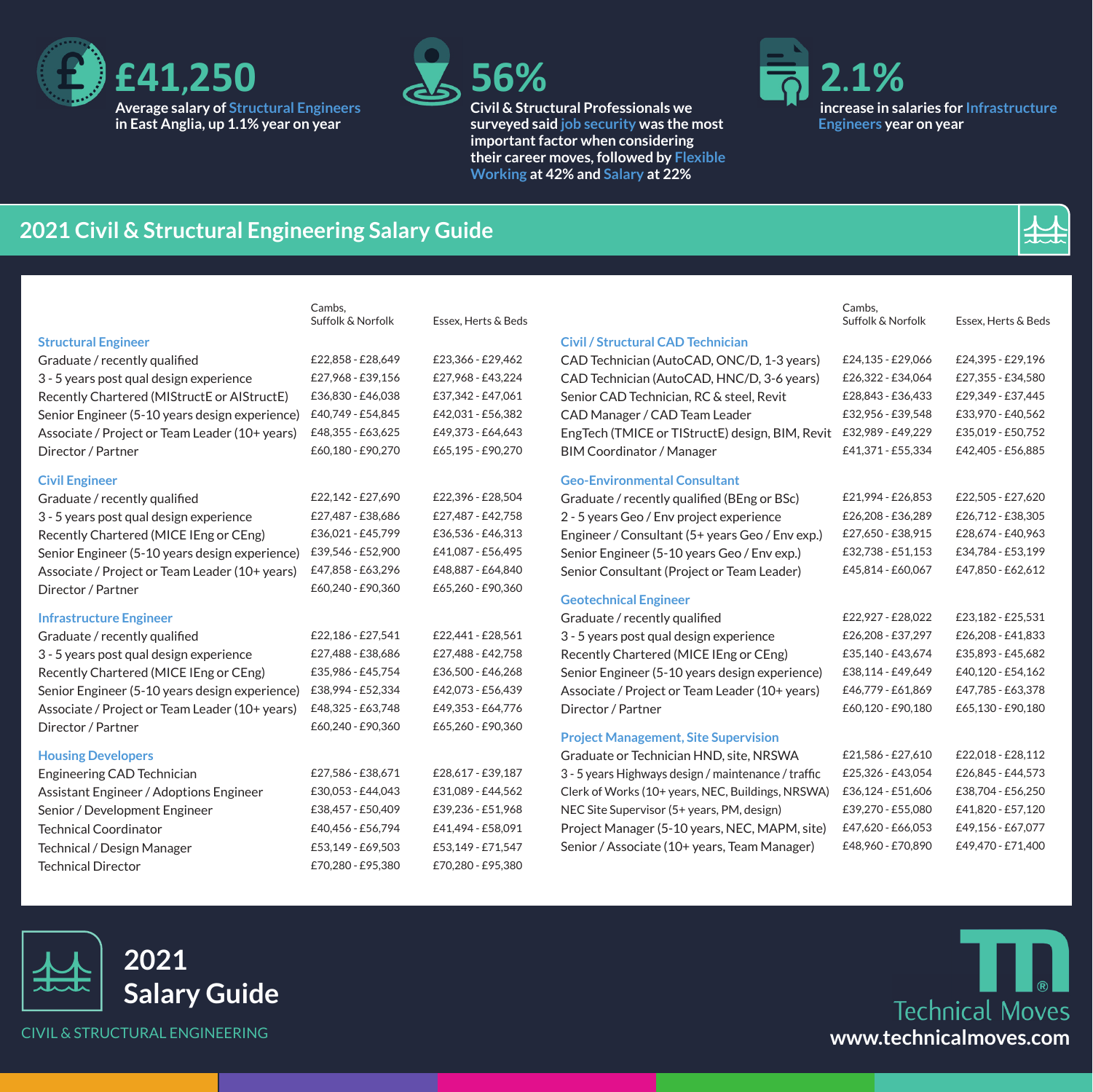**£41,250**

Average salary of Structural Engineers in East Anglia, up 1.1% year on year

**56%**

Civil & Structural Professionals we surveyed said job security was the most important factor when considering their career moves, followed by Flexible Working at 42% and Salary at 22%

**2.1%**

increase in salaries for Infrastructure Engineers year on year

## 2021 Civil & Structural Engineering Salary Guide

| | Cambs, Suffolk & Norfolk | Essex, Herts & Beds |
|---|---|---|
| **Structural Engineer** | | |
| Graduate / recently qualified | £22,858 - £28,649 | £23,366 - £29,462 |
| 3 - 5 years post qual design experience | £27,968 - £39,156 | £27,968 - £43,224 |
| Recently Chartered (MIStructE or AIStructE) | £36,830 - £46,038 | £37,342 - £47,061 |
| Senior Engineer (5-10 years design experience) | £40,749 - £54,845 | £42,031 - £56,382 |
| Associate / Project or Team Leader (10+ years) | £48,355 - £63,625 | £49,373 - £64,643 |
| Director / Partner | £60,180 - £90,270 | £65,195 - £90,270 |
| **Civil Engineer** | | |
| Graduate / recently qualified | £22,142 - £27,690 | £22,396 - £28,504 |
| 3 - 5 years post qual design experience | £27,487 - £38,686 | £27,487 - £42,758 |
| Recently Chartered (MICE IEng or CEng) | £36,021 - £45,799 | £36,536 - £46,313 |
| Senior Engineer (5-10 years design experience) | £39,546 - £52,900 | £41,087 - £56,495 |
| Associate / Project or Team Leader (10+ years) | £47,858 - £63,296 | £48,887 - £64,840 |
| Director / Partner | £60,240 - £90,360 | £65,260 - £90,360 |
| **Infrastructure Engineer** | | |
| Graduate / recently qualified | £22,186 - £27,541 | £22,441 - £28,561 |
| 3 - 5 years post qual design experience | £27,488 - £38,686 | £27,488 - £42,758 |
| Recently Chartered (MICE IEng or CEng) | £35,986 - £45,754 | £36,500 - £46,268 |
| Senior Engineer (5-10 years design experience) | £38,994 - £52,334 | £42,073 - £56,439 |
| Associate / Project or Team Leader (10+ years) | £48,325 - £63,748 | £49,353 - £64,776 |
| Director / Partner | £60,240 - £90,360 | £65,260 - £90,360 |
| **Housing Developers** | | |
| Engineering CAD Technician | £27,586 - £38,671 | £28,617 - £39,187 |
| Assistant Engineer / Adoptions Engineer | £30,053 - £44,043 | £31,089 - £44,562 |
| Senior / Development Engineer | £38,457 - £50,409 | £39,236 - £51,968 |
| Technical Coordinator | £40,456 - £56,794 | £41,494 - £58,091 |
| Technical / Design Manager | £53,149 - £69,503 | £53,149 - £71,547 |
| Technical Director | £70,280 - £95,380 | £70,280 - £95,380 |

| | Cambs, Suffolk & Norfolk | Essex, Herts & Beds |
|---|---|---|
| **Civil / Structural CAD Technician** | | |
| CAD Technician (AutoCAD, ONC/D, 1-3 years) | £24,135 - £29,066 | £24,395 - £29,196 |
| CAD Technician (AutoCAD, HNC/D, 3-6 years) | £26,322 - £34,064 | £27,355 - £34,580 |
| Senior CAD Technician, RC & steel, Revit | £28,843 - £36,433 | £29,349 - £37,445 |
| CAD Manager / CAD Team Leader | £32,956 - £39,548 | £33,970 - £40,562 |
| EngTech (TMICE or TIStructE) design, BIM, Revit | £32,989 - £49,229 | £35,019 - £50,752 |
| BIM Coordinator / Manager | £41,371 - £55,334 | £42,405 - £56,885 |
| **Geo-Environmental Consultant** | | |
| Graduate / recently qualified (BEng or BSc) | £21,994 - £26,853 | £22,505 - £27,620 |
| 2 - 5 years Geo / Env project experience | £26,208 - £36,289 | £26,712 - £38,305 |
| Engineer / Consultant (5+ years Geo / Env exp.) | £27,650 - £38,915 | £28,674 - £40,963 |
| Senior Engineer (5-10 years Geo / Env exp.) | £32,738 - £51,153 | £34,784 - £53,199 |
| Senior Consultant (Project or Team Leader) | £45,814 - £60,067 | £47,850 - £62,612 |
| **Geotechnical Engineer** | | |
| Graduate / recently qualified | £22,927 - £28,022 | £23,182 - £25,531 |
| 3 - 5 years post qual design experience | £26,208 - £37,297 | £26,208 - £41,833 |
| Recently Chartered (MICE IEng or CEng) | £35,140 - £43,674 | £35,893 - £45,682 |
| Senior Engineer (5-10 years design experience) | £38,114 - £49,649 | £40,120 - £54,162 |
| Associate / Project or Team Leader (10+ years) | £46,779 - £61,869 | £47,785 - £63,378 |
| Director / Partner | £60,120 - £90,180 | £65,130 - £90,180 |
| **Project Management, Site Supervision** | | |
| Graduate or Technician HND, site, NRSWA | £21,586 - £27,610 | £22,018 - £28,112 |
| 3 - 5 years Highways design / maintenance / traffic | £25,326 - £43,054 | £26,845 - £44,573 |
| Clerk of Works (10+ years, NEC, Buildings, NRSWA) | £36,124 - £51,606 | £38,704 - £56,250 |
| NEC Site Supervisor (5+ years, PM, design) | £39,270 - £55,080 | £41,820 - £57,120 |
| Project Manager (5-10 years, NEC, MAPM, site) | £47,620 - £66,053 | £49,156 - £67,077 |
| Senior / Associate (10+ years, Team Manager) | £48,960 - £70,890 | £49,470 - £71,400 |

**2021 Salary Guide**

CIVIL & STRUCTURAL ENGINEERING

Technical Moves

www.technicalmoves.com